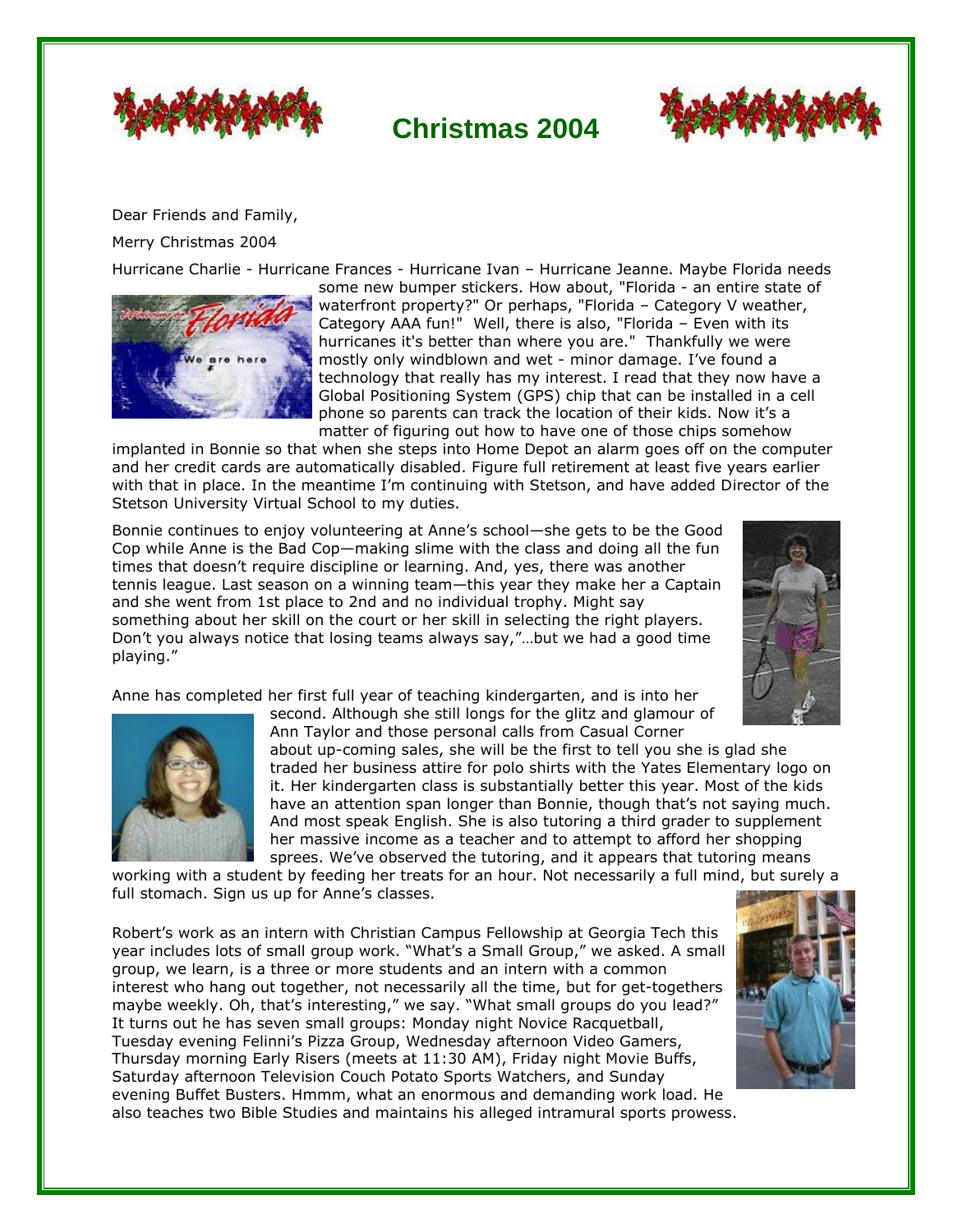# Christmas 2004

Dear Friends and Family,

Merry Christmas 2004

Hurricane Charlie - Hurricane Frances - Hurricane Ivan – Hurricane Jeanne. Maybe Florida needs some new bumper stickers. How about, "Florida - an entire state of waterfront property?" Or perhaps, "Florida – Category V weather, Category AAA fun!" Well, there is also, "Florida – Even with its hurricanes it's better than where you are." Thankfully we were mostly only windblown and wet - minor damage. I've found a technology that really has my interest. I read that they now have a Global Positioning System (GPS) chip that can be installed in a cell phone so parents can track the location of their kids. Now it's a matter of figuring out how to have one of those chips somehow implanted in Bonnie so that when she steps into Home Depot an alarm goes off on the computer and her credit cards are automatically disabled. Figure full retirement at least five years earlier with that in place. In the meantime I'm continuing with Stetson, and have added Director of the Stetson University Virtual School to my duties.

Bonnie continues to enjoy volunteering at Anne's school—she gets to be the Good Cop while Anne is the Bad Cop—making slime with the class and doing all the fun times that doesn't require discipline or learning. And, yes, there was another tennis league. Last season on a winning team—this year they make her a Captain and she went from 1st place to 2nd and no individual trophy. Might say something about her skill on the court or her skill in selecting the right players. Don't you always notice that losing teams always say,"…but we had a good time playing."

Anne has completed her first full year of teaching kindergarten, and is into her second. Although she still longs for the glitz and glamour of Ann Taylor and those personal calls from Casual Corner about up-coming sales, she will be the first to tell you she is glad she traded her business attire for polo shirts with the Yates Elementary logo on it. Her kindergarten class is substantially better this year. Most of the kids have an attention span longer than Bonnie, though that's not saying much. And most speak English. She is also tutoring a third grader to supplement her massive income as a teacher and to attempt to afford her shopping sprees. We've observed the tutoring, and it appears that tutoring means working with a student by feeding her treats for an hour. Not necessarily a full mind, but surely a full stomach. Sign us up for Anne's classes.

Robert's work as an intern with Christian Campus Fellowship at Georgia Tech this year includes lots of small group work. "What's a Small Group," we asked. A small group, we learn, is a three or more students and an intern with a common interest who hang out together, not necessarily all the time, but for get-togethers maybe weekly. Oh, that's interesting," we say. "What small groups do you lead?" It turns out he has seven small groups: Monday night Novice Racquetball, Tuesday evening Felinni's Pizza Group, Wednesday afternoon Video Gamers, Thursday morning Early Risers (meets at 11:30 AM), Friday night Movie Buffs, Saturday afternoon Television Couch Potato Sports Watchers, and Sunday evening Buffet Busters. Hmmm, what an enormous and demanding work load. He also teaches two Bible Studies and maintains his alleged intramural sports prowess.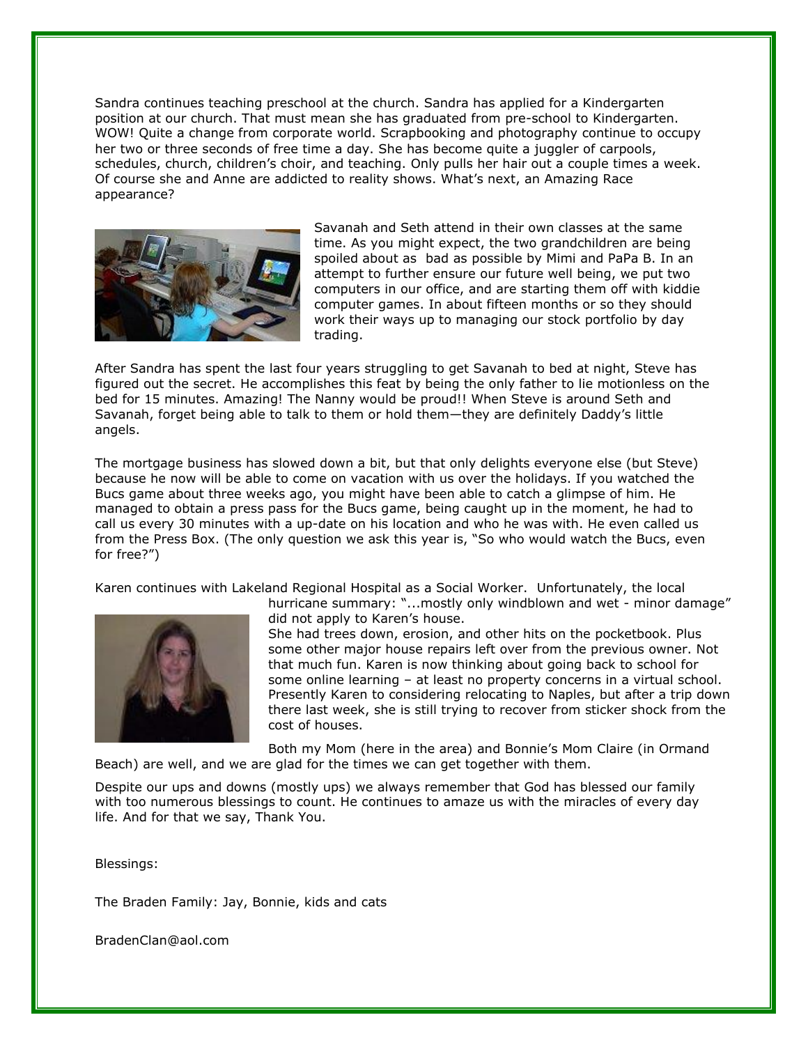Sandra continues teaching preschool at the church. Sandra has applied for a Kindergarten position at our church. That must mean she has graduated from pre-school to Kindergarten. WOW! Quite a change from corporate world. Scrapbooking and photography continue to occupy her two or three seconds of free time a day. She has become quite a juggler of carpools, schedules, church, children's choir, and teaching. Only pulls her hair out a couple times a week. Of course she and Anne are addicted to reality shows. What's next, an Amazing Race appearance?

Savanah and Seth attend in their own classes at the same time. As you might expect, the two grandchildren are being spoiled about as bad as possible by Mimi and PaPa B. In an attempt to further ensure our future well being, we put two computers in our office, and are starting them off with kiddie computer games. In about fifteen months or so they should work their ways up to managing our stock portfolio by day trading.

After Sandra has spent the last four years struggling to get Savanah to bed at night, Steve has figured out the secret. He accomplishes this feat by being the only father to lie motionless on the bed for 15 minutes. Amazing! The Nanny would be proud!! When Steve is around Seth and Savanah, forget being able to talk to them or hold them—they are definitely Daddy's little angels.

The mortgage business has slowed down a bit, but that only delights everyone else (but Steve) because he now will be able to come on vacation with us over the holidays. If you watched the Bucs game about three weeks ago, you might have been able to catch a glimpse of him. He managed to obtain a press pass for the Bucs game, being caught up in the moment, he had to call us every 30 minutes with a up-date on his location and who he was with. He even called us from the Press Box. (The only question we ask this year is, "So who would watch the Bucs, even for free?")

Karen continues with Lakeland Regional Hospital as a Social Worker. Unfortunately, the local hurricane summary: "...mostly only windblown and wet - minor damage" did not apply to Karen's house.

She had trees down, erosion, and other hits on the pocketbook. Plus some other major house repairs left over from the previous owner. Not that much fun. Karen is now thinking about going back to school for some online learning – at least no property concerns in a virtual school. Presently Karen to considering relocating to Naples, but after a trip down there last week, she is still trying to recover from sticker shock from the cost of houses.

Both my Mom (here in the area) and Bonnie's Mom Claire (in Ormand Beach) are well, and we are glad for the times we can get together with them.

Despite our ups and downs (mostly ups) we always remember that God has blessed our family with too numerous blessings to count. He continues to amaze us with the miracles of every day life. And for that we say, Thank You.

Blessings:

The Braden Family: Jay, Bonnie, kids and cats

BradenClan@aol.com